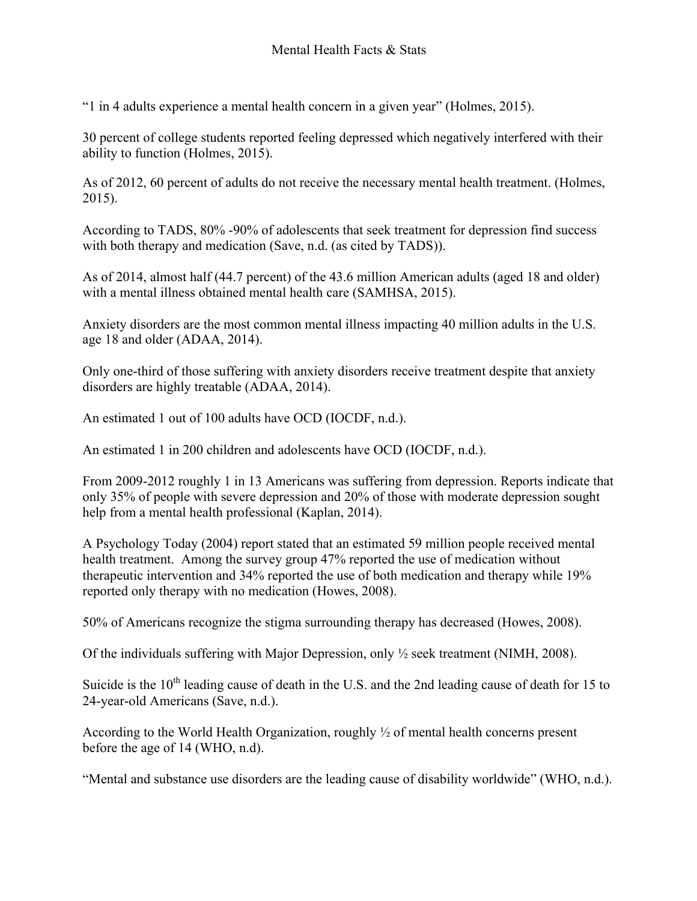# Mental Health Facts & Stats

"1 in 4 adults experience a mental health concern in a given year" (Holmes, 2015).

30 percent of college students reported feeling depressed which negatively interfered with their ability to function (Holmes, 2015).

As of 2012, 60 percent of adults do not receive the necessary mental health treatment. (Holmes, 2015).

According to TADS, 80% -90% of adolescents that seek treatment for depression find success with both therapy and medication (Save, n.d. (as cited by TADS)).

As of 2014, almost half (44.7 percent) of the 43.6 million American adults (aged 18 and older) with a mental illness obtained mental health care (SAMHSA, 2015).

Anxiety disorders are the most common mental illness impacting 40 million adults in the U.S. age 18 and older (ADAA, 2014).

Only one-third of those suffering with anxiety disorders receive treatment despite that anxiety disorders are highly treatable (ADAA, 2014).

An estimated 1 out of 100 adults have OCD (IOCDF, n.d.).

An estimated 1 in 200 children and adolescents have OCD (IOCDF, n.d.).

From 2009-2012 roughly 1 in 13 Americans was suffering from depression. Reports indicate that only 35% of people with severe depression and 20% of those with moderate depression sought help from a mental health professional (Kaplan, 2014).

A Psychology Today (2004) report stated that an estimated 59 million people received mental health treatment. Among the survey group 47% reported the use of medication without therapeutic intervention and 34% reported the use of both medication and therapy while 19% reported only therapy with no medication (Howes, 2008).

50% of Americans recognize the stigma surrounding therapy has decreased (Howes, 2008).

Of the individuals suffering with Major Depression, only ½ seek treatment (NIMH, 2008).

Suicide is the 10th leading cause of death in the U.S. and the 2nd leading cause of death for 15 to 24-year-old Americans (Save, n.d.).

According to the World Health Organization, roughly ½ of mental health concerns present before the age of 14 (WHO, n.d).

"Mental and substance use disorders are the leading cause of disability worldwide" (WHO, n.d.).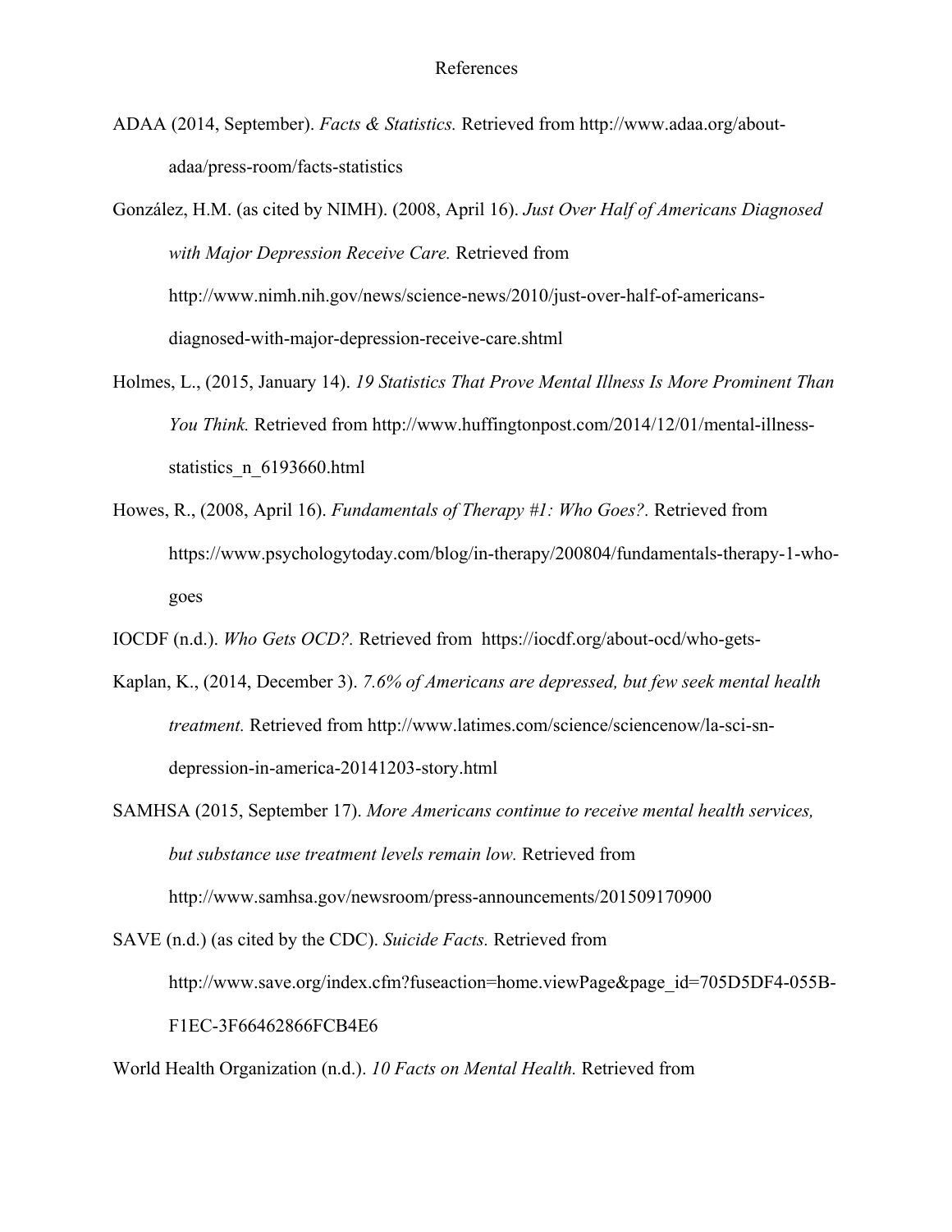# References

ADAA (2014, September). *Facts & Statistics.* Retrieved from http://www.adaa.org/about-adaa/press-room/facts-statistics

González, H.M. (as cited by NIMH). (2008, April 16). *Just Over Half of Americans Diagnosed with Major Depression Receive Care.* Retrieved from http://www.nimh.nih.gov/news/science-news/2010/just-over-half-of-americans-diagnosed-with-major-depression-receive-care.shtml

Holmes, L., (2015, January 14). *19 Statistics That Prove Mental Illness Is More Prominent Than You Think.* Retrieved from http://www.huffingtonpost.com/2014/12/01/mental-illness-statistics_n_6193660.html

Howes, R., (2008, April 16). *Fundamentals of Therapy #1: Who Goes?.* Retrieved from https://www.psychologytoday.com/blog/in-therapy/200804/fundamentals-therapy-1-who-goes

IOCDF (n.d.). *Who Gets OCD?.* Retrieved from https://iocdf.org/about-ocd/who-gets-

Kaplan, K., (2014, December 3). *7.6% of Americans are depressed, but few seek mental health treatment.* Retrieved from http://www.latimes.com/science/sciencenow/la-sci-sn-depression-in-america-20141203-story.html

SAMHSA (2015, September 17). *More Americans continue to receive mental health services, but substance use treatment levels remain low.* Retrieved from http://www.samhsa.gov/newsroom/press-announcements/201509170900

SAVE (n.d.) (as cited by the CDC). *Suicide Facts.* Retrieved from http://www.save.org/index.cfm?fuseaction=home.viewPage&page_id=705D5DF4-055B-F1EC-3F66462866FCB4E6

World Health Organization (n.d.). *10 Facts on Mental Health.* Retrieved from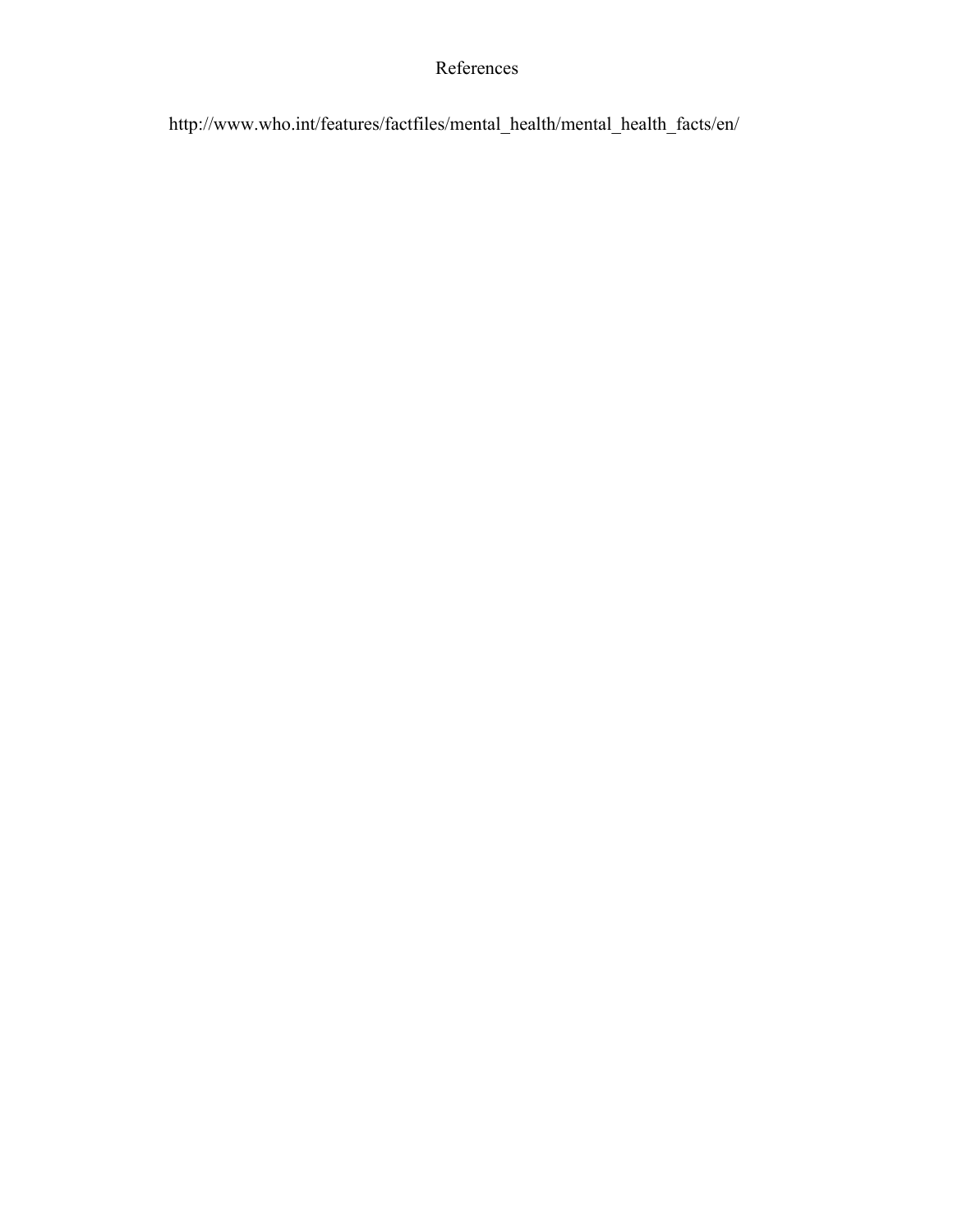# References

http://www.who.int/features/factfiles/mental_health/mental_health_facts/en/